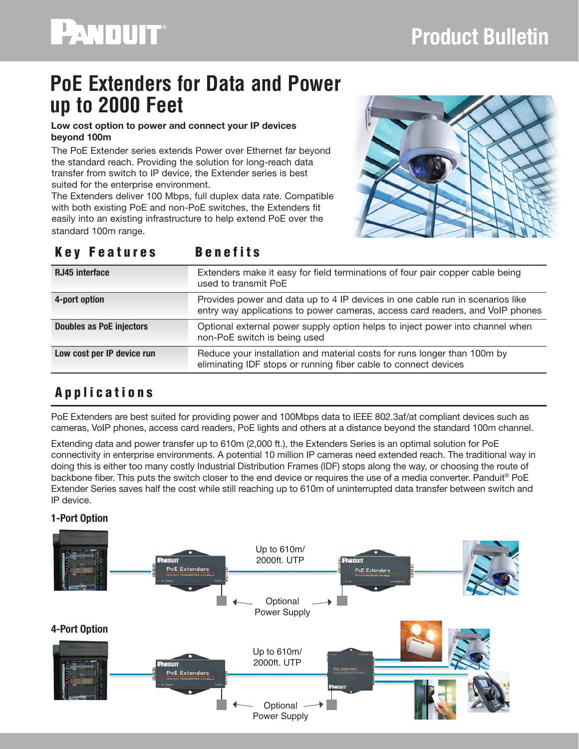# PoE Extenders for Data and Power up to 2000 Feet

**Low cost option to power and connect your IP devices beyond 100m**

The PoE Extender series extends Power over Ethernet far beyond the standard reach. Providing the solution for long-reach data transfer from switch to IP device, the Extender series is best suited for the enterprise environment.

The Extenders deliver 100 Mbps, full duplex data rate. Compatible with both existing PoE and non-PoE switches, the Extenders fit easily into an existing infrastructure to help extend PoE over the standard 100m range.

| Key Features | Benefits |
|---|---|
| **RJ45 interface** | Extenders make it easy for field terminations of four pair copper cable being used to transmit PoE |
| **4-port option** | Provides power and data up to 4 IP devices in one cable run in scenarios like entry way applications to power cameras, access card readers, and VoIP phones |
| **Doubles as PoE injectors** | Optional external power supply option helps to inject power into channel when non-PoE switch is being used |
| **Low cost per IP device run** | Reduce your installation and material costs for runs longer than 100m by eliminating IDF stops or running fiber cable to connect devices |

## Applications

PoE Extenders are best suited for providing power and 100Mbps data to IEEE 802.3af/at compliant devices such as cameras, VoIP phones, access card readers, PoE lights and others at a distance beyond the standard 100m channel.

Extending data and power transfer up to 610m (2,000 ft.), the Extenders Series is an optimal solution for PoE connectivity in enterprise environments. A potential 10 million IP cameras need extended reach. The traditional way in doing this is either too many costly Industrial Distribution Frames (IDF) stops along the way, or choosing the route of backbone fiber. This puts the switch closer to the end device or requires the use of a media converter. Panduit® PoE Extender Series saves half the cost while still reaching up to 610m of uninterrupted data transfer between switch and IP device.

### 1-Port Option

Up to 610m/ 2000ft. UTP

Optional Power Supply

### 4-Port Option

Up to 610m/ 2000ft. UTP

Optional Power Supply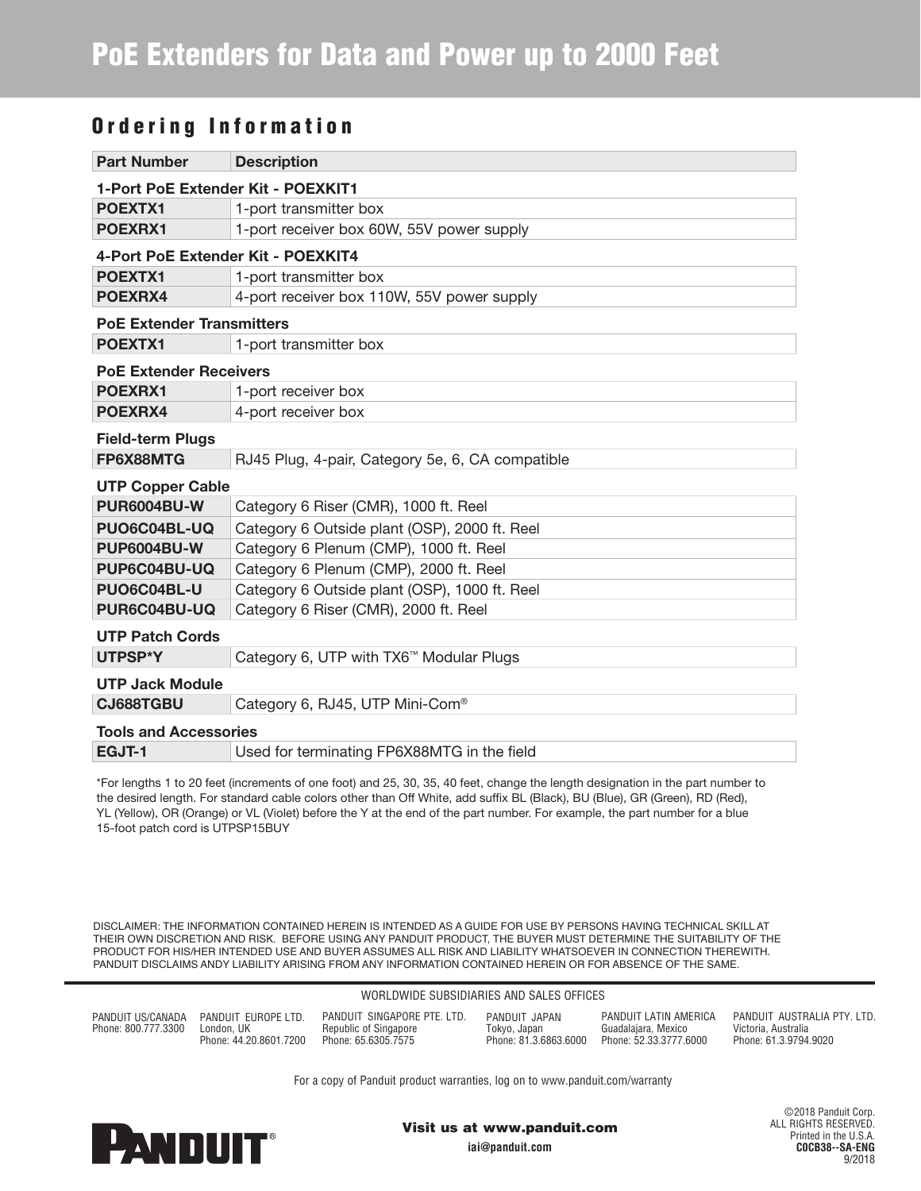# PoE Extenders for Data and Power up to 2000 Feet

## Ordering Information

| Part Number | Description |
|---|---|
| **1-Port PoE Extender Kit - POEXKIT1** | |
| **POEXTX1** | 1-port transmitter box |
| **POEXRX1** | 1-port receiver box 60W, 55V power supply |
| **4-Port PoE Extender Kit - POEXKIT4** | |
| **POEXTX1** | 1-port transmitter box |
| **POEXRX4** | 4-port receiver box 110W, 55V power supply |
| **PoE Extender Transmitters** | |
| **POEXTX1** | 1-port transmitter box |
| **PoE Extender Receivers** | |
| **POEXRX1** | 1-port receiver box |
| **POEXRX4** | 4-port receiver box |
| **Field-term Plugs** | |
| **FP6X88MTG** | RJ45 Plug, 4-pair, Category 5e, 6, CA compatible |
| **UTP Copper Cable** | |
| **PUR6004BU-W** | Category 6 Riser (CMR), 1000 ft. Reel |
| **PUO6C04BL-UQ** | Category 6 Outside plant (OSP), 2000 ft. Reel |
| **PUP6004BU-W** | Category 6 Plenum (CMP), 1000 ft. Reel |
| **PUP6C04BU-UQ** | Category 6 Plenum (CMP), 2000 ft. Reel |
| **PUO6C04BL-U** | Category 6 Outside plant (OSP), 1000 ft. Reel |
| **PUR6C04BU-UQ** | Category 6 Riser (CMR), 2000 ft. Reel |
| **UTP Patch Cords** | |
| **UTPSP*Y** | Category 6, UTP with TX6™ Modular Plugs |
| **UTP Jack Module** | |
| **CJ688TGBU** | Category 6, RJ45, UTP Mini-Com® |
| **Tools and Accessories** | |
| **EGJT-1** | Used for terminating FP6X88MTG in the field |

*For lengths 1 to 20 feet (increments of one foot) and 25, 30, 35, 40 feet, change the length designation in the part number to the desired length. For standard cable colors other than Off White, add suffix BL (Black), BU (Blue), GR (Green), RD (Red), YL (Yellow), OR (Orange) or VL (Violet) before the Y at the end of the part number. For example, the part number for a blue 15-foot patch cord is UTPSP15BUY

DISCLAIMER: THE INFORMATION CONTAINED HEREIN IS INTENDED AS A GUIDE FOR USE BY PERSONS HAVING TECHNICAL SKILL AT THEIR OWN DISCRETION AND RISK. BEFORE USING ANY PANDUIT PRODUCT, THE BUYER MUST DETERMINE THE SUITABILITY OF THE PRODUCT FOR HIS/HER INTENDED USE AND BUYER ASSUMES ALL RISK AND LIABILITY WHATSOEVER IN CONNECTION THEREWITH. PANDUIT DISCLAIMS ANDY LIABILITY ARISING FROM ANY INFORMATION CONTAINED HEREIN OR FOR ABSENCE OF THE SAME.

WORLDWIDE SUBSIDIARIES AND SALES OFFICES

PANDUIT US/CANADA
Phone: 800.777.3300

PANDUIT EUROPE LTD.
London, UK
Phone: 44.20.8601.7200

PANDUIT SINGAPORE PTE. LTD.
Republic of Singapore
Phone: 65.6305.7575

PANDUIT JAPAN
Tokyo, Japan
Phone: 81.3.6863.6000

PANDUIT LATIN AMERICA
Guadalajara, Mexico
Phone: 52.33.3777.6000

PANDUIT AUSTRALIA PTY. LTD.
Victoria, Australia
Phone: 61.3.9794.9020

For a copy of Panduit product warranties, log on to www.panduit.com/warranty

PANDUIT®

**Visit us at www.panduit.com**

**iai@panduit.com**

©2018 Panduit Corp.
ALL RIGHTS RESERVED.
Printed in the U.S.A.
**COCB38--SA-ENG**
9/2018